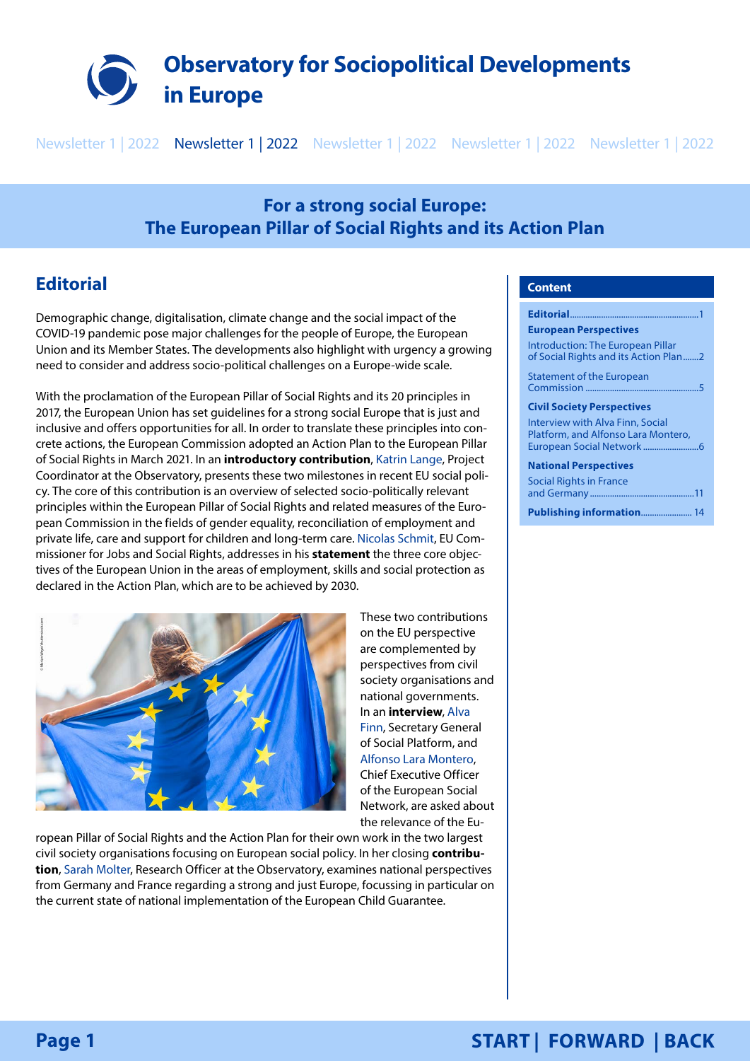# Observatory for Sociopolitical Developments in Europe

Newsletter 1 | 2022

## For a strong social Europe: The European Pillar of Social Rights and its Action Plan

## Editorial

Demographic change, digitalisation, climate change and the social impact of the COVID-19 pandemic pose major challenges for the people of Europe, the European Union and its Member States. The developments also highlight with urgency a growing need to consider and address socio-political challenges on a Europe-wide scale.

With the proclamation of the European Pillar of Social Rights and its 20 principles in 2017, the European Union has set guidelines for a strong social Europe that is just and inclusive and offers opportunities for all. In order to translate these principles into concrete actions, the European Commission adopted an Action Plan to the European Pillar of Social Rights in March 2021. In an **introductory contribution**, Katrin Lange, Project Coordinator at the Observatory, presents these two milestones in recent EU social policy. The core of this contribution is an overview of selected socio-politically relevant principles within the European Pillar of Social Rights and related measures of the European Commission in the fields of gender equality, reconciliation of employment and private life, care and support for children and long-term care. Nicolas Schmit, EU Commissioner for Jobs and Social Rights, addresses in his **statement** the three core objectives of the European Union in the areas of employment, skills and social protection as declared in the Action Plan, which are to be achieved by 2030.

These two contributions on the EU perspective are complemented by perspectives from civil society organisations and national governments. In an **interview**, Alva Finn, Secretary General of Social Platform, and Alfonso Lara Montero, Chief Executive Officer of the European Social Network, are asked about the relevance of the European Pillar of Social Rights and the Action Plan for their own work in the two largest civil society organisations focusing on European social policy. In her closing **contribution**, Sarah Molter, Research Officer at the Observatory, examines national perspectives from Germany and France regarding a strong and just Europe, focussing in particular on the current state of national implementation of the European Child Guarantee.

### Content

- **Editorial** ... 1
- **European Perspectives**
  - Introduction: The European Pillar of Social Rights and its Action Plan ... 2
  - Statement of the European Commission ... 5
- **Civil Society Perspectives**
  - Interview with Alva Finn, Social Platform, and Alfonso Lara Montero, European Social Network ... 6
- **National Perspectives**
  - Social Rights in France and Germany ... 11
- **Publishing information** ... 14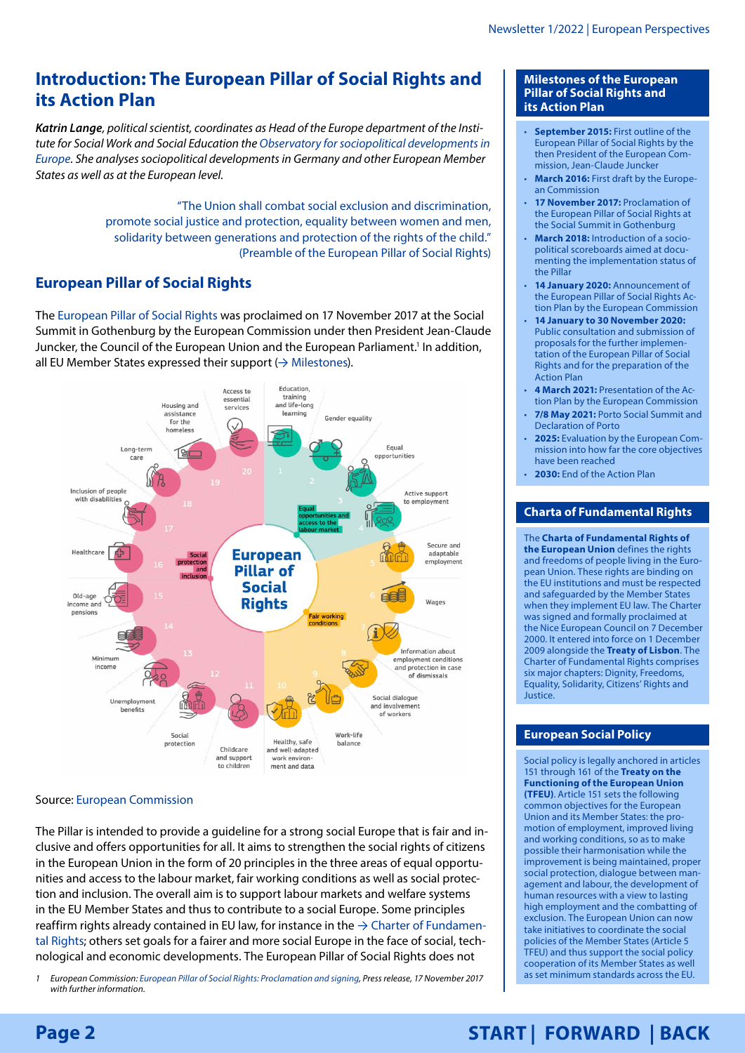# Introduction: The European Pillar of Social Rights and its Action Plan

***Katrin Lange**, political scientist, coordinates as Head of the Europe department of the Institute for Social Work and Social Education the Observatory for sociopolitical developments in Europe. She analyses sociopolitical developments in Germany and other European Member States as well as at the European level.*

> "The Union shall combat social exclusion and discrimination, promote social justice and protection, equality between women and men, solidarity between generations and protection of the rights of the child."
> (Preamble of the European Pillar of Social Rights)

## European Pillar of Social Rights

The European Pillar of Social Rights was proclaimed on 17 November 2017 at the Social Summit in Gothenburg by the European Commission under then President Jean-Claude Juncker, the Council of the European Union and the European Parliament.[1] In addition, all EU Member States expressed their support (→ Milestones).

European Pillar of Social Rights

Equal opportunities and access to the labour market: 1 Education, training and life-long learning; 2 Gender equality; 3 Equal opportunities; 4 Active support to employment

Fair working conditions: 5 Secure and adaptable employment; 6 Wages; 7 Information about employment conditions and protection in case of dismissals; 8 Social dialogue and involvement of workers; 9 Work-life balance; 10 Healthy, safe and well-adapted work environment and data

Social protection and inclusion: 11 Childcare and support to children; 12 Social protection; 13 Unemployment benefits; 14 Minimum income; 15 Old-age income and pensions; 16 Healthcare; 17 Inclusion of people with disabilities; 18 Long-term care; 19 Housing and assistance for the homeless; 20 Access to essential services

Source: European Commission

The Pillar is intended to provide a guideline for a strong social Europe that is fair and inclusive and offers opportunities for all. It aims to strengthen the social rights of citizens in the European Union in the form of 20 principles in the three areas of equal opportunities and access to the labour market, fair working conditions as well as social protection and inclusion. The overall aim is to support labour markets and welfare systems in the EU Member States and thus to contribute to a social Europe. Some principles reaffirm rights already contained in EU law, for instance in the → Charter of Fundamental Rights; others set goals for a fairer and more social Europe in the face of social, technological and economic developments. The European Pillar of Social Rights does not

1 European Commission: European Pillar of Social Rights: Proclamation and signing, Press release, 17 November 2017 with further information.

### Milestones of the European Pillar of Social Rights and its Action Plan

- **September 2015:** First outline of the European Pillar of Social Rights by the then President of the European Commission, Jean-Claude Juncker
- **March 2016:** First draft by the European Commission
- **17 November 2017:** Proclamation of the European Pillar of Social Rights at the Social Summit in Gothenburg
- **March 2018:** Introduction of a sociopolitical scoreboards aimed at documenting the implementation status of the Pillar
- **14 January 2020:** Announcement of the European Pillar of Social Rights Action Plan by the European Commission
- **14 January to 30 November 2020:** Public consultation and submission of proposals for the further implementation of the European Pillar of Social Rights and for the preparation of the Action Plan
- **4 March 2021:** Presentation of the Action Plan by the European Commission
- **7/8 May 2021:** Porto Social Summit and Declaration of Porto
- **2025:** Evaluation by the European Commission into how far the core objectives have been reached
- **2030:** End of the Action Plan

### Charta of Fundamental Rights

The **Charta of Fundamental Rights of the European Union** defines the rights and freedoms of people living in the European Union. These rights are binding on the EU institutions and must be respected and safeguarded by the Member States when they implement EU law. The Charter was signed and formally proclaimed at the Nice European Council on 7 December 2000. It entered into force on 1 December 2009 alongside the **Treaty of Lisbon**. The Charter of Fundamental Rights comprises six major chapters: Dignity, Freedoms, Equality, Solidarity, Citizens' Rights and Justice.

### European Social Policy

Social policy is legally anchored in articles 151 through 161 of the **Treaty on the Functioning of the European Union (TFEU)**. Article 151 sets the following common objectives for the European Union and its Member States: the promotion of employment, improved living and working conditions, so as to make possible their harmonisation while the improvement is being maintained, proper social protection, dialogue between management and labour, the development of human resources with a view to lasting high employment and the combatting of exclusion. The European Union can now take initiatives to coordinate the social policies of the Member States (Article 5 TFEU) and thus support the social policy cooperation of its Member States as well as set minimum standards across the EU.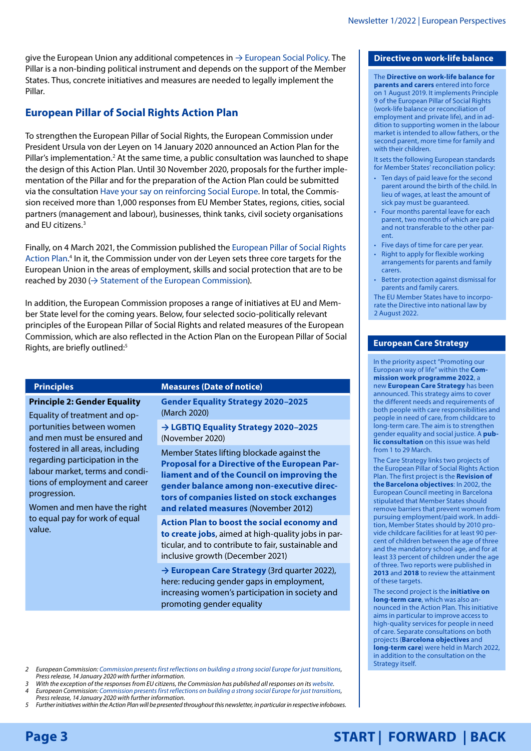give the European Union any additional competences in → European Social Policy. The Pillar is a non-binding political instrument and depends on the support of the Member States. Thus, concrete initiatives and measures are needed to legally implement the Pillar.

## European Pillar of Social Rights Action Plan

To strengthen the European Pillar of Social Rights, the European Commission under President Ursula von der Leyen on 14 January 2020 announced an Action Plan for the Pillar's implementation.[2] At the same time, a public consultation was launched to shape the design of this Action Plan. Until 30 November 2020, proposals for the further implementation of the Pillar and for the preparation of the Action Plan could be submitted via the consultation Have your say on reinforcing Social Europe. In total, the Commission received more than 1,000 responses from EU Member States, regions, cities, social partners (management and labour), businesses, think tanks, civil society organisations and EU citizens.[3]

Finally, on 4 March 2021, the Commission published the European Pillar of Social Rights Action Plan.[4] In it, the Commission under von der Leyen sets three core targets for the European Union in the areas of employment, skills and social protection that are to be reached by 2030 (→ Statement of the European Commission).

In addition, the European Commission proposes a range of initiatives at EU and Member State level for the coming years. Below, four selected socio-politically relevant principles of the European Pillar of Social Rights and related measures of the European Commission, which are also reflected in the Action Plan on the European Pillar of Social Rights, are briefly outlined:[5]

| Principles | Measures (Date of notice) |
|---|---|
| **Principle 2: Gender Equality**<br>Equality of treatment and opportunities between women and men must be ensured and fostered in all areas, including regarding participation in the labour market, terms and conditions of employment and career progression.<br>Women and men have the right to equal pay for work of equal value. | **Gender Equality Strategy 2020–2025** (March 2020) |
| | **→ LGBTIQ Equality Strategy 2020–2025** (November 2020) |
| | Member States lifting blockade against the **Proposal for a Directive of the European Parliament and of the Council on improving the gender balance among non-executive directors of companies listed on stock exchanges and related measures** (November 2012) |
| | **Action Plan to boost the social economy and to create jobs**, aimed at high-quality jobs in particular, and to contribute to fair, sustainable and inclusive growth (December 2021) |
| | **→ European Care Strategy** (3rd quarter 2022), here: reducing gender gaps in employment, increasing women's participation in society and promoting gender equality |

### Directive on work-life balance

The **Directive on work-life balance for parents and carers** entered into force on 1 August 2019. It implements Principle 9 of the European Pillar of Social Rights (work-life balance or reconciliation of employment and private life), and in addition to supporting women in the labour market is intended to allow fathers, or the second parent, more time for family and with their children.

It sets the following European standards for Member States' reconciliation policy:

- Ten days of paid leave for the second parent around the birth of the child. In lieu of wages, at least the amount of sick pay must be guaranteed.
- Four months parental leave for each parent, two months of which are paid and not transferable to the other parent.
- Five days of time for care per year.
- Right to apply for flexible working arrangements for parents and family carers.
- Better protection against dismissal for parents and family carers.

The EU Member States have to incorporate the Directive into national law by 2 August 2022.

### European Care Strategy

In the priority aspect "Promoting our European way of life" within the **Commission work programme 2022**, a new **European Care Strategy** has been announced. This strategy aims to cover the different needs and requirements of both people with care responsibilities and people in need of care, from childcare to long-term care. The aim is to strengthen gender equality and social justice. A **public consultation** on this issue was held from 1 to 29 March.

The Care Strategy links two projects of the European Pillar of Social Rights Action Plan. The first project is the **Revision of the Barcelona objectives**: In 2002, the European Council meeting in Barcelona stipulated that Member States should remove barriers that prevent women from pursuing employment/paid work. In addition, Member States should by 2010 provide childcare facilities for at least 90 percent of children between the age of three and the mandatory school age, and for at least 33 percent of children under the age of three. Two reports were published in **2013** and **2018** to review the attainment of these targets.

The second project is the **initiative on long-term care**, which was also announced in the Action Plan. This initiative aims in particular to improve access to high-quality services for people in need of care. Separate consultations on both projects (**Barcelona objectives** and **long-term care**) were held in March 2022, in addition to the consultation on the Strategy itself.

---

2 *European Commission: Commission presents first reflections on building a strong social Europe for just transitions, Press release, 14 January 2020 with further information.*
3 *With the exception of the responses from EU citizens, the Commission has published all responses on its website.*
4 *European Commission: Commission presents first reflections on building a strong social Europe for just transitions, Press release, 14 January 2020 with further information.*
5 *Further initiatives within the Action Plan will be presented throughout this newsletter, in particular in respective infoboxes.*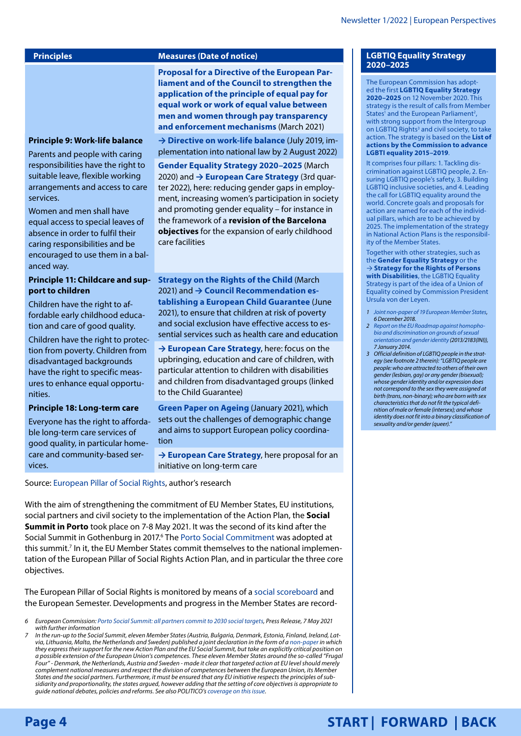| Principles | Measures (Date of notice) |
|---|---|
| | **Proposal for a Directive of the European Parliament and of the Council to strengthen the application of the principle of equal pay for equal work or work of equal value between men and women through pay transparency and enforcement mechanisms** (March 2021) |
| **Principle 9: Work-life balance** Parents and people with caring responsibilities have the right to suitable leave, flexible working arrangements and access to care services. Women and men shall have equal access to special leaves of absence in order to fulfil their caring responsibilities and be encouraged to use them in a balanced way. | **→ Directive on work-life balance** (July 2019, implementation into national law by 2 August 2022)<br><br>**Gender Equality Strategy 2020–2025** (March 2020) and **→ European Care Strategy** (3rd quarter 2022), here: reducing gender gaps in employment, increasing women's participation in society and promoting gender equality – for instance in the framework of a **revision of the Barcelona objectives** for the expansion of early childhood care facilities |
| **Principle 11: Childcare and support to children** Children have the right to affordable early childhood education and care of good quality. Children have the right to protection from poverty. Children from disadvantaged backgrounds have the right to specific measures to enhance equal opportunities. | **Strategy on the Rights of the Child** (March 2021) and **→ Council Recommendation establishing a European Child Guarantee** (June 2021), to ensure that children at risk of poverty and social exclusion have effective access to essential services such as health care and education<br><br>**→ European Care Strategy**, here: focus on the upbringing, education and care of children, with particular attention to children with disabilities and children from disadvantaged groups (linked to the Child Guarantee) |
| **Principle 18: Long-term care** Everyone has the right to affordable long-term care services of good quality, in particular home-care and community-based services. | **Green Paper on Ageing** (January 2021), which sets out the challenges of demographic change and aims to support European policy coordination<br><br>**→ European Care Strategy**, here proposal for an initiative on long-term care |

Source: European Pillar of Social Rights, author's research

With the aim of strengthening the commitment of EU Member States, EU institutions, social partners and civil society to the implementation of the Action Plan, the **Social Summit in Porto** took place on 7-8 May 2021. It was the second of its kind after the Social Summit in Gothenburg in 2017.[6] The Porto Social Commitment was adopted at this summit.[7] In it, the EU Member States commit themselves to the national implementation of the European Pillar of Social Rights Action Plan, and in particular the three core objectives.

The European Pillar of Social Rights is monitored by means of a social scoreboard and the European Semester. Developments and progress in the Member States are record-

*6 European Commission: Porto Social Summit: all partners commit to 2030 social targets, Press Release, 7 May 2021 with further information*

*7 In the run-up to the Social Summit, eleven Member States (Austria, Bulgaria, Denmark, Estonia, Finland, Ireland, Latvia, Lithuania, Malta, the Netherlands and Sweden) published a joint declaration in the form of a non-paper in which they express their support for the new Action Plan and the EU Social Summit, but take an explicitly critical position on a possible extension of the European Union's competences. These eleven Member States around the so-called "Frugal Four" - Denmark, the Netherlands, Austria and Sweden - made it clear that targeted action at EU level should merely complement national measures and respect the division of competences between the European Union, its Member States and the social partners. Furthermore, it must be ensured that any EU initiative respects the principles of subsidiarity and proportionality, the states argued, however adding that the setting of core objectives is appropriate to guide national debates, policies and reforms. See also POLITICO's coverage on this issue.*

## LGBTIQ Equality Strategy 2020–2025

The European Commission has adopted the first **LGBTIQ Equality Strategy 2020–2025** on 12 November 2020. This strategy is the result of calls from Member States[1] and the European Parliament[2], with strong support from the Intergroup on LGBTIQ Rights[3] and civil society, to take action. The strategy is based on the **List of actions by the Commission to advance LGBTI equality 2015–2019**.

It comprises four pillars: 1. Tackling discrimination against LGBTIQ people, 2. Ensuring LGBTIQ people's safety, 3. Building LGBTIQ inclusive societies, and 4. Leading the call for LGBTIQ equality around the world. Concrete goals and proposals for action are named for each of the individual pillars, which are to be achieved by 2025. The implementation of the strategy is the responsibility of the Member States in National Action Plans.

Together with other strategies, such as the **Gender Equality Strategy** or the **→ Strategy for the Rights of Persons with Disabilities**, the LGBTIQ Equality Strategy is part of the idea of a Union of Equality coined by Commission President Ursula von der Leyen.

*1 Joint non-paper of 19 European Member States, 6 December 2018.*

*2 Report on the EU Roadmap against homophobia and discrimination on grounds of sexual orientation and gender identity (2013/2183(INI)), 7 January 2014.*

*3 Official definition of LGBTIQ people in the strategy (see footnote 2 therein): "LGBTIQ people are people: who are attracted to others of their own gender (lesbian, gay) or any gender (bisexual); whose gender identity and/or expression does not correspond to the sex they were assigned at birth (trans, non-binary); who are born with sex characteristics that do not fit the typical definition of male or female (intersex); and whose identity does not fit into a binary classification of sexuality and/or gender (queer)."*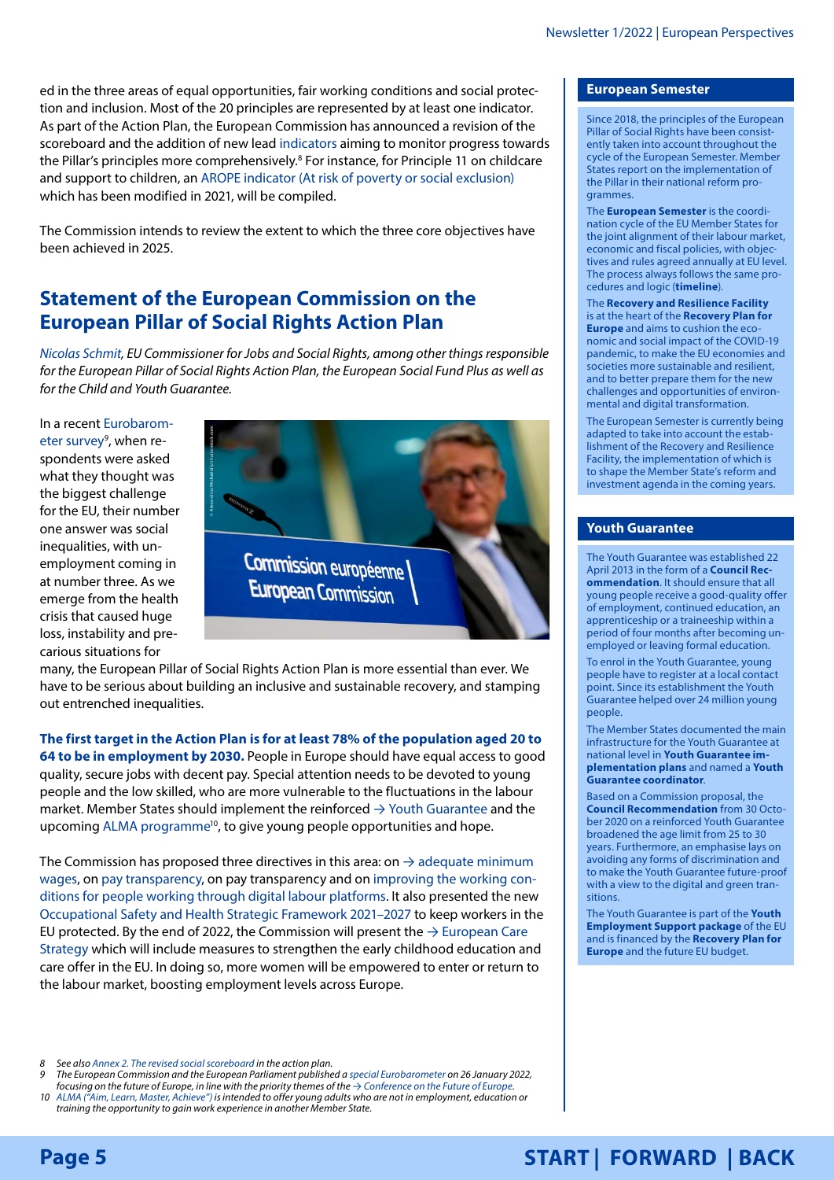ed in the three areas of equal opportunities, fair working conditions and social protection and inclusion. Most of the 20 principles are represented by at least one indicator. As part of the Action Plan, the European Commission has announced a revision of the scoreboard and the addition of new lead indicators aiming to monitor progress towards the Pillar's principles more comprehensively.[8] For instance, for Principle 11 on childcare and support to children, an AROPE indicator (At risk of poverty or social exclusion) which has been modified in 2021, will be compiled.

The Commission intends to review the extent to which the three core objectives have been achieved in 2025.

## Statement of the European Commission on the European Pillar of Social Rights Action Plan

*Nicolas Schmit, EU Commissioner for Jobs and Social Rights, among other things responsible for the European Pillar of Social Rights Action Plan, the European Social Fund Plus as well as for the Child and Youth Guarantee.*

In a recent Eurobarometer survey[9], when respondents were asked what they thought was the biggest challenge for the EU, their number one answer was social inequalities, with unemployment coming in at number three. As we emerge from the health crisis that caused huge loss, instability and precarious situations for many, the European Pillar of Social Rights Action Plan is more essential than ever. We have to be serious about building an inclusive and sustainable recovery, and stamping out entrenched inequalities.

**The first target in the Action Plan is for at least 78% of the population aged 20 to 64 to be in employment by 2030.** People in Europe should have equal access to good quality, secure jobs with decent pay. Special attention needs to be devoted to young people and the low skilled, who are more vulnerable to the fluctuations in the labour market. Member States should implement the reinforced → Youth Guarantee and the upcoming ALMA programme[10], to give young people opportunities and hope.

The Commission has proposed three directives in this area: on → adequate minimum wages, on pay transparency, on pay transparency and on improving the working conditions for people working through digital labour platforms. It also presented the new Occupational Safety and Health Strategic Framework 2021–2027 to keep workers in the EU protected. By the end of 2022, the Commission will present the → European Care Strategy which will include measures to strengthen the early childhood education and care offer in the EU. In doing so, more women will be empowered to enter or return to the labour market, boosting employment levels across Europe.

### European Semester

Since 2018, the principles of the European Pillar of Social Rights have been consistently taken into account throughout the cycle of the European Semester. Member States report on the implementation of the Pillar in their national reform programmes.

The **European Semester** is the coordination cycle of the EU Member States for the joint alignment of their labour market, economic and fiscal policies, with objectives and rules agreed annually at EU level. The process always follows the same procedures and logic (**timeline**).

The **Recovery and Resilience Facility** is at the heart of the **Recovery Plan for Europe** and aims to cushion the economic and social impact of the COVID-19 pandemic, to make the EU economies and societies more sustainable and resilient, and to better prepare them for the new challenges and opportunities of environmental and digital transformation.

The European Semester is currently being adapted to take into account the establishment of the Recovery and Resilience Facility, the implementation of which is to shape the Member State's reform and investment agenda in the coming years.

### Youth Guarantee

The Youth Guarantee was established 22 April 2013 in the form of a **Council Recommendation**. It should ensure that all young people receive a good-quality offer of employment, continued education, an apprenticeship or a traineeship within a period of four months after becoming unemployed or leaving formal education.

To enrol in the Youth Guarantee, young people have to register at a local contact point. Since its establishment the Youth Guarantee helped over 24 million young people.

The Member States documented the main infrastructure for the Youth Guarantee at national level in **Youth Guarantee implementation plans** and named a **Youth Guarantee coordinator**.

Based on a Commission proposal, the **Council Recommendation** from 30 October 2020 on a reinforced Youth Guarantee broadened the age limit from 25 to 30 years. Furthermore, an emphasise lays on avoiding any forms of discrimination and to make the Youth Guarantee future-proof with a view to the digital and green transitions.

The Youth Guarantee is part of the **Youth Employment Support package** of the EU and is financed by the **Recovery Plan for Europe** and the future EU budget.

---

8 *See also Annex 2. The revised social scoreboard in the action plan.*

9 *The European Commission and the European Parliament published a special Eurobarometer on 26 January 2022, focusing on the future of Europe, in line with the priority themes of the → Conference on the Future of Europe.*

10 *ALMA ("Aim, Learn, Master, Achieve") is intended to offer young adults who are not in employment, education or training the opportunity to gain work experience in another Member State.*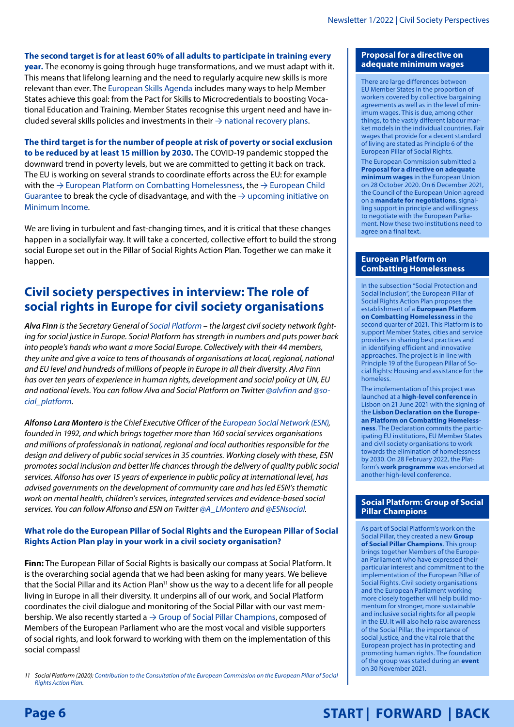**The second target is for at least 60% of all adults to participate in training every year.** The economy is going through huge transformations, and we must adapt with it. This means that lifelong learning and the need to regularly acquire new skills is more relevant than ever. The European Skills Agenda includes many ways to help Member States achieve this goal: from the Pact for Skills to Microcredentials to boosting Vocational Education and Training. Member States recognise this urgent need and have included several skills policies and investments in their → national recovery plans.

**The third target is for the number of people at risk of poverty or social exclusion to be reduced by at least 15 million by 2030.** The COVID-19 pandemic stopped the downward trend in poverty levels, but we are committed to getting it back on track. The EU is working on several strands to coordinate efforts across the EU: for example with the → European Platform on Combatting Homelessness, the → European Child Guarantee to break the cycle of disadvantage, and with the → upcoming initiative on Minimum Income.

We are living in turbulent and fast-changing times, and it is critical that these changes happen in a sociallyfair way. It will take a concerted, collective effort to build the strong social Europe set out in the Pillar of Social Rights Action Plan. Together we can make it happen.

## Civil society perspectives in interview: The role of social rights in Europe for civil society organisations

***Alva Finn** is the Secretary General of Social Platform – the largest civil society network fighting for social justice in Europe. Social Platform has strength in numbers and puts power back into people's hands who want a more Social Europe. Collectively with their 44 members, they unite and give a voice to tens of thousands of organisations at local, regional, national and EU level and hundreds of millions of people in Europe in all their diversity. Alva Finn has over ten years of experience in human rights, development and social policy at UN, EU and national levels. You can follow Alva and Social Platform on Twitter @alvfinn and @social_platform.*

***Alfonso Lara Montero** is the Chief Executive Officer of the European Social Network (ESN), founded in 1992, and which brings together more than 160 social services organisations and millions of professionals in national, regional and local authorities responsible for the design and delivery of public social services in 35 countries. Working closely with these, ESN promotes social inclusion and better life chances through the delivery of quality public social services. Alfonso has over 15 years of experience in public policy at international level, has advised governments on the development of community care and has led ESN's thematic work on mental health, children's services, integrated services and evidence-based social services. You can follow Alfonso and ESN on Twitter @A_LMontero and @ESNsocial.*

### What role do the European Pillar of Social Rights and the European Pillar of Social Rights Action Plan play in your work in a civil society organisation?

**Finn:** The European Pillar of Social Rights is basically our compass at Social Platform. It is the overarching social agenda that we had been asking for many years. We believe that the Social Pillar and its Action Plan[11] show us the way to a decent life for all people living in Europe in all their diversity. It underpins all of our work, and Social Platform coordinates the civil dialogue and monitoring of the Social Pillar with our vast membership. We also recently started a → Group of Social Pillar Champions, composed of Members of the European Parliament who are the most vocal and visible supporters of social rights, and look forward to working with them on the implementation of this social compass!

[11] *Social Platform (2020): Contribution to the Consultation of the European Commission on the European Pillar of Social Rights Action Plan.*

### Proposal for a directive on adequate minimum wages

There are large differences between EU Member States in the proportion of workers covered by collective bargaining agreements as well as in the level of minimum wages. This is due, among other things, to the vastly different labour market models in the individual countries. Fair wages that provide for a decent standard of living are stated as Principle 6 of the European Pillar of Social Rights.

The European Commission submitted a **Proposal for a directive on adequate minimum wages** in the European Union on 28 October 2020. On 6 December 2021, the Council of the European Union agreed on a **mandate for negotiations**, signalling support in principle and willingness to negotiate with the European Parliament. Now these two institutions need to agree on a final text.

### European Platform on Combatting Homelessness

In the subsection "Social Protection and Social Inclusion", the European Pillar of Social Rights Action Plan proposes the establishment of a **European Platform on Combatting Homelessness** in the second quarter of 2021. This Platform is to support Member States, cities and service providers in sharing best practices and in identifying efficient and innovative approaches. The project is in line with Principle 19 of the European Pillar of Social Rights: Housing and assistance for the homeless.

The implementation of this project was launched at a **high-level conference** in Lisbon on 21 June 2021 with the signing of the **Lisbon Declaration on the European Platform on Combatting Homelessness**. The Declaration commits the participating EU institutions, EU Member States and civil society organisations to work towards the elimination of homelessness by 2030. On 28 February 2022, the Platform's **work programme** was endorsed at another high-level conference.

### Social Platform: Group of Social Pillar Champions

As part of Social Platform's work on the Social Pillar, they created a new **Group of Social Pillar Champions**. This group brings together Members of the European Parliament who have expressed their particular interest and commitment to the implementation of the European Pillar of Social Rights. Civil society organisations and the European Parliament working more closely together will help build momentum for stronger, more sustainable and inclusive social rights for all people in the EU. It will also help raise awareness of the Social Pillar, the importance of social justice, and the vital role that the European project has in protecting and promoting human rights. The foundation of the group was stated during an **event** on 30 November 2021.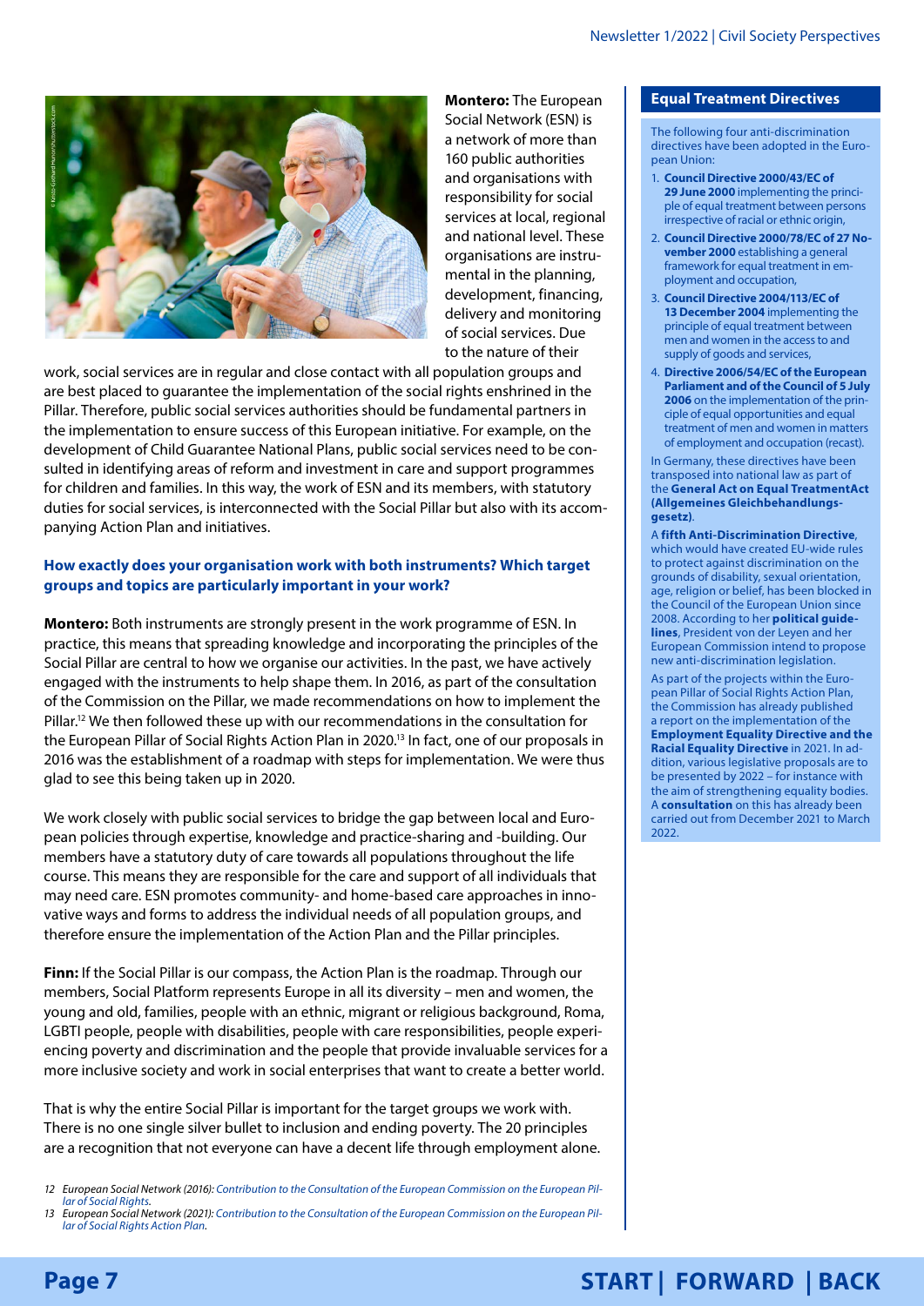**Montero:** The European Social Network (ESN) is a network of more than 160 public authorities and organisations with responsibility for social services at local, regional and national level. These organisations are instrumental in the planning, development, financing, delivery and monitoring of social services. Due to the nature of their work, social services are in regular and close contact with all population groups and are best placed to guarantee the implementation of the social rights enshrined in the Pillar. Therefore, public social services authorities should be fundamental partners in the implementation to ensure success of this European initiative. For example, on the development of Child Guarantee National Plans, public social services need to be consulted in identifying areas of reform and investment in care and support programmes for children and families. In this way, the work of ESN and its members, with statutory duties for social services, is interconnected with the Social Pillar but also with its accompanying Action Plan and initiatives.

**How exactly does your organisation work with both instruments? Which target groups and topics are particularly important in your work?**

**Montero:** Both instruments are strongly present in the work programme of ESN. In practice, this means that spreading knowledge and incorporating the principles of the Social Pillar are central to how we organise our activities. In the past, we have actively engaged with the instruments to help shape them. In 2016, as part of the consultation of the Commission on the Pillar, we made recommendations on how to implement the Pillar.[12] We then followed these up with our recommendations in the consultation for the European Pillar of Social Rights Action Plan in 2020.[13] In fact, one of our proposals in 2016 was the establishment of a roadmap with steps for implementation. We were thus glad to see this being taken up in 2020.

We work closely with public social services to bridge the gap between local and European policies through expertise, knowledge and practice-sharing and -building. Our members have a statutory duty of care towards all populations throughout the life course. This means they are responsible for the care and support of all individuals that may need care. ESN promotes community- and home-based care approaches in innovative ways and forms to address the individual needs of all population groups, and therefore ensure the implementation of the Action Plan and the Pillar principles.

**Finn:** If the Social Pillar is our compass, the Action Plan is the roadmap. Through our members, Social Platform represents Europe in all its diversity – men and women, the young and old, families, people with an ethnic, migrant or religious background, Roma, LGBTI people, people with disabilities, people with care responsibilities, people experiencing poverty and discrimination and the people that provide invaluable services for a more inclusive society and work in social enterprises that want to create a better world.

That is why the entire Social Pillar is important for the target groups we work with. There is no one single silver bullet to inclusion and ending poverty. The 20 principles are a recognition that not everyone can have a decent life through employment alone.

*12 European Social Network (2016): Contribution to the Consultation of the European Commission on the European Pillar of Social Rights.*

*13 European Social Network (2021): Contribution to the Consultation of the European Commission on the European Pillar of Social Rights Action Plan.*

### Equal Treatment Directives

The following four anti-discrimination directives have been adopted in the European Union:

1. **Council Directive 2000/43/EC of 29 June 2000** implementing the principle of equal treatment between persons irrespective of racial or ethnic origin,
2. **Council Directive 2000/78/EC of 27 November 2000** establishing a general framework for equal treatment in employment and occupation,
3. **Council Directive 2004/113/EC of 13 December 2004** implementing the principle of equal treatment between men and women in the access to and supply of goods and services,
4. **Directive 2006/54/EC of the European Parliament and of the Council of 5 July 2006** on the implementation of the principle of equal opportunities and equal treatment of men and women in matters of employment and occupation (recast).

In Germany, these directives have been transposed into national law as part of the **General Act on Equal TreatmentAct (Allgemeines Gleichbehandlungsgesetz)**.

A **fifth Anti-Discrimination Directive**, which would have created EU-wide rules to protect against discrimination on the grounds of disability, sexual orientation, age, religion or belief, has been blocked in the Council of the European Union since 2008. According to her **political guidelines**, President von der Leyen and her European Commission intend to propose new anti-discrimination legislation.

As part of the projects within the European Pillar of Social Rights Action Plan, the Commission has already published a report on the implementation of the **Employment Equality Directive and the Racial Equality Directive** in 2021. In addition, various legislative proposals are to be presented by 2022 – for instance with the aim of strengthening equality bodies. A **consultation** on this has already been carried out from December 2021 to March 2022.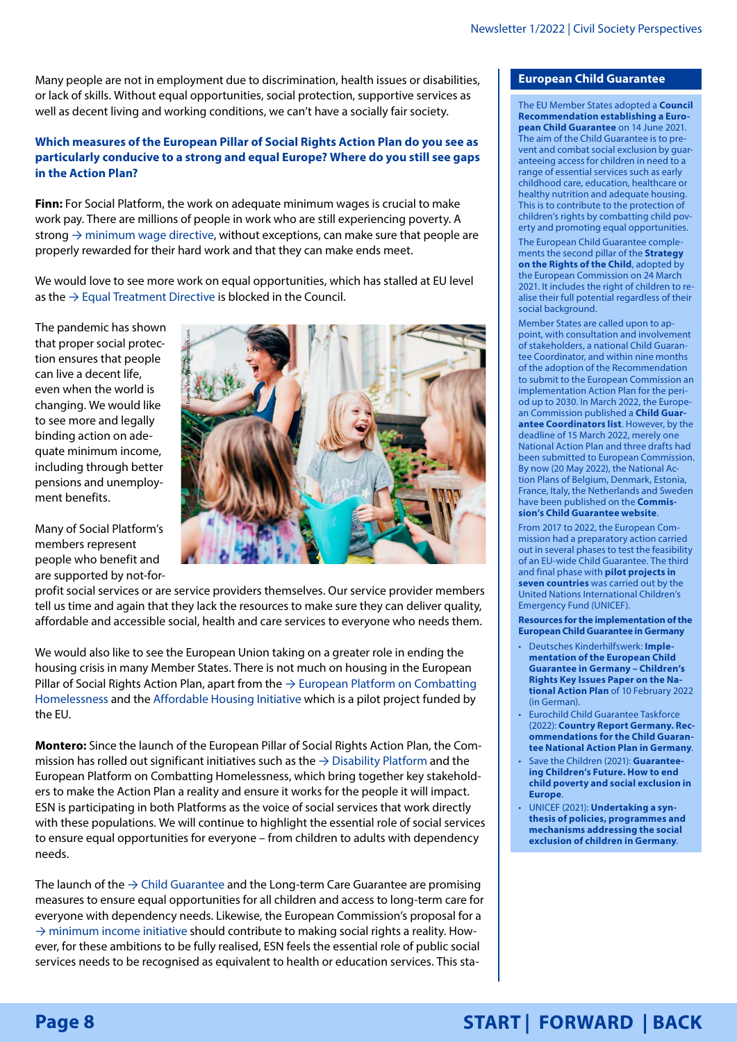Many people are not in employment due to discrimination, health issues or disabilities, or lack of skills. Without equal opportunities, social protection, supportive services as well as decent living and working conditions, we can't have a socially fair society.

**Which measures of the European Pillar of Social Rights Action Plan do you see as particularly conducive to a strong and equal Europe? Where do you still see gaps in the Action Plan?**

**Finn:** For Social Platform, the work on adequate minimum wages is crucial to make work pay. There are millions of people in work who are still experiencing poverty. A strong → minimum wage directive, without exceptions, can make sure that people are properly rewarded for their hard work and that they can make ends meet.

We would love to see more work on equal opportunities, which has stalled at EU level as the → Equal Treatment Directive is blocked in the Council.

The pandemic has shown that proper social protection ensures that people can live a decent life, even when the world is changing. We would like to see more and legally binding action on adequate minimum income, including through better pensions and unemployment benefits.

Many of Social Platform's members represent people who benefit and are supported by not-for-profit social services or are service providers themselves. Our service provider members tell us time and again that they lack the resources to make sure they can deliver quality, affordable and accessible social, health and care services to everyone who needs them.

We would also like to see the European Union taking on a greater role in ending the housing crisis in many Member States. There is not much on housing in the European Pillar of Social Rights Action Plan, apart from the → European Platform on Combatting Homelessness and the Affordable Housing Initiative which is a pilot project funded by the EU.

**Montero:** Since the launch of the European Pillar of Social Rights Action Plan, the Commission has rolled out significant initiatives such as the → Disability Platform and the European Platform on Combatting Homelessness, which bring together key stakeholders to make the Action Plan a reality and ensure it works for the people it will impact. ESN is participating in both Platforms as the voice of social services that work directly with these populations. We will continue to highlight the essential role of social services to ensure equal opportunities for everyone – from children to adults with dependency needs.

The launch of the → Child Guarantee and the Long-term Care Guarantee are promising measures to ensure equal opportunities for all children and access to long-term care for everyone with dependency needs. Likewise, the European Commission's proposal for a → minimum income initiative should contribute to making social rights a reality. However, for these ambitions to be fully realised, ESN feels the essential role of public social services needs to be recognised as equivalent to health or education services. This sta-

## European Child Guarantee

The EU Member States adopted a **Council Recommendation establishing a European Child Guarantee** on 14 June 2021. The aim of the Child Guarantee is to prevent and combat social exclusion by guaranteeing access for children in need to a range of essential services such as early childhood care, education, healthcare or healthy nutrition and adequate housing. This is to contribute to the protection of children's rights by combatting child poverty and promoting equal opportunities.

The European Child Guarantee complements the second pillar of the **Strategy on the Rights of the Child**, adopted by the European Commission on 24 March 2021. It includes the right of children to realise their full potential regardless of their social background.

Member States are called upon to appoint, with consultation and involvement of stakeholders, a national Child Guarantee Coordinator, and within nine months of the adoption of the Recommendation to submit to the European Commission an implementation Action Plan for the period up to 2030. In March 2022, the European Commission published a **Child Guarantee Coordinators list**. However, by the deadline of 15 March 2022, merely one National Action Plan and three drafts had been submitted to European Commission. By now (20 May 2022), the National Action Plans of Belgium, Denmark, Estonia, France, Italy, the Netherlands and Sweden have been published on the **Commission's Child Guarantee website**.

From 2017 to 2022, the European Commission had a preparatory action carried out in several phases to test the feasibility of an EU-wide Child Guarantee. The third and final phase with **pilot projects in seven countries** was carried out by the United Nations International Children's Emergency Fund (UNICEF).

**Resources for the implementation of the European Child Guarantee in Germany**

- Deutsches Kinderhilfswerk: **Implementation of the European Child Guarantee in Germany – Children's Rights Key Issues Paper on the National Action Plan** of 10 February 2022 (in German).
- Eurochild Child Guarantee Taskforce (2022): **Country Report Germany. Recommendations for the Child Guarantee National Action Plan in Germany**.
- Save the Children (2021): **Guaranteeing Children's Future. How to end child poverty and social exclusion in Europe**.
- UNICEF (2021): **Undertaking a synthesis of policies, programmes and mechanisms addressing the social exclusion of children in Germany**.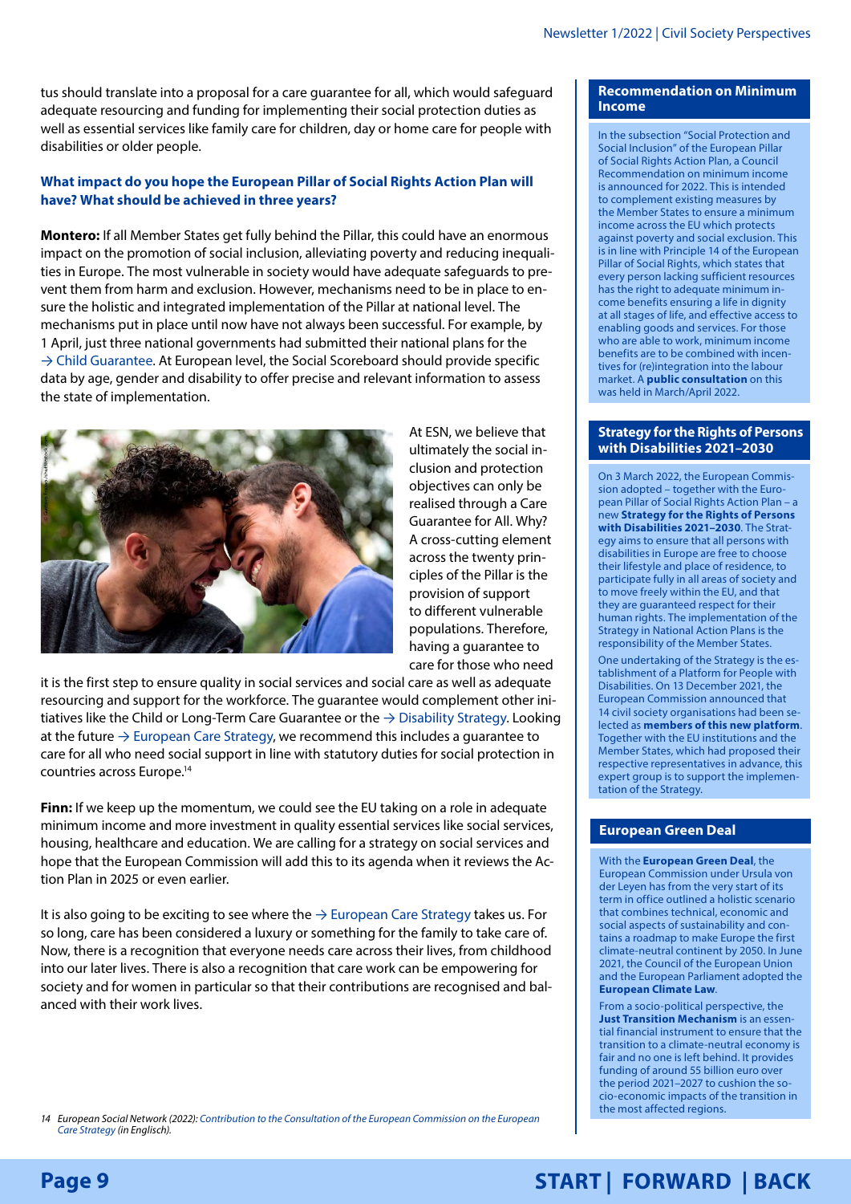tus should translate into a proposal for a care guarantee for all, which would safeguard adequate resourcing and funding for implementing their social protection duties as well as essential services like family care for children, day or home care for people with disabilities or older people.

**What impact do you hope the European Pillar of Social Rights Action Plan will have? What should be achieved in three years?**

**Montero:** If all Member States get fully behind the Pillar, this could have an enormous impact on the promotion of social inclusion, alleviating poverty and reducing inequalities in Europe. The most vulnerable in society would have adequate safeguards to prevent them from harm and exclusion. However, mechanisms need to be in place to ensure the holistic and integrated implementation of the Pillar at national level. The mechanisms put in place until now have not always been successful. For example, by 1 April, just three national governments had submitted their national plans for the → Child Guarantee. At European level, the Social Scoreboard should provide specific data by age, gender and disability to offer precise and relevant information to assess the state of implementation.

At ESN, we believe that ultimately the social inclusion and protection objectives can only be realised through a Care Guarantee for All. Why? A cross-cutting element across the twenty principles of the Pillar is the provision of support to different vulnerable populations. Therefore, having a guarantee to care for those who need it is the first step to ensure quality in social services and social care as well as adequate resourcing and support for the workforce. The guarantee would complement other initiatives like the Child or Long-Term Care Guarantee or the → Disability Strategy. Looking at the future → European Care Strategy, we recommend this includes a guarantee to care for all who need social support in line with statutory duties for social protection in countries across Europe.[14]

**Finn:** If we keep up the momentum, we could see the EU taking on a role in adequate minimum income and more investment in quality essential services like social services, housing, healthcare and education. We are calling for a strategy on social services and hope that the European Commission will add this to its agenda when it reviews the Action Plan in 2025 or even earlier.

It is also going to be exciting to see where the → European Care Strategy takes us. For so long, care has been considered a luxury or something for the family to take care of. Now, there is a recognition that everyone needs care across their lives, from childhood into our later lives. There is also a recognition that care work can be empowering for society and for women in particular so that their contributions are recognised and balanced with their work lives.

14 *European Social Network (2022): Contribution to the Consultation of the European Commission on the European Care Strategy (in Englisch).*

### Recommendation on Minimum Income

In the subsection "Social Protection and Social Inclusion" of the European Pillar of Social Rights Action Plan, a Council Recommendation on minimum income is announced for 2022. This is intended to complement existing measures by the Member States to ensure a minimum income across the EU which protects against poverty and social exclusion. This is in line with Principle 14 of the European Pillar of Social Rights, which states that every person lacking sufficient resources has the right to adequate minimum income benefits ensuring a life in dignity at all stages of life, and effective access to enabling goods and services. For those who are able to work, minimum income benefits are to be combined with incentives for (re)integration into the labour market. A **public consultation** on this was held in March/April 2022.

### Strategy for the Rights of Persons with Disabilities 2021–2030

On 3 March 2022, the European Commission adopted – together with the European Pillar of Social Rights Action Plan – a new **Strategy for the Rights of Persons with Disabilities 2021–2030**. The Strategy aims to ensure that all persons with disabilities in Europe are free to choose their lifestyle and place of residence, to participate fully in all areas of society and to move freely within the EU, and that they are guaranteed respect for their human rights. The implementation of the Strategy in National Action Plans is the responsibility of the Member States.

One undertaking of the Strategy is the establishment of a Platform for People with Disabilities. On 13 December 2021, the European Commission announced that 14 civil society organisations had been selected as **members of this new platform**. Together with the EU institutions and the Member States, which had proposed their respective representatives in advance, this expert group is to support the implementation of the Strategy.

### European Green Deal

With the **European Green Deal**, the European Commission under Ursula von der Leyen has from the very start of its term in office outlined a holistic scenario that combines technical, economic and social aspects of sustainability and contains a roadmap to make Europe the first climate-neutral continent by 2050. In June 2021, the Council of the European Union and the European Parliament adopted the **European Climate Law**.

From a socio-political perspective, the **Just Transition Mechanism** is an essential financial instrument to ensure that the transition to a climate-neutral economy is fair and no one is left behind. It provides funding of around 55 billion euro over the period 2021–2027 to cushion the socio-economic impacts of the transition in the most affected regions.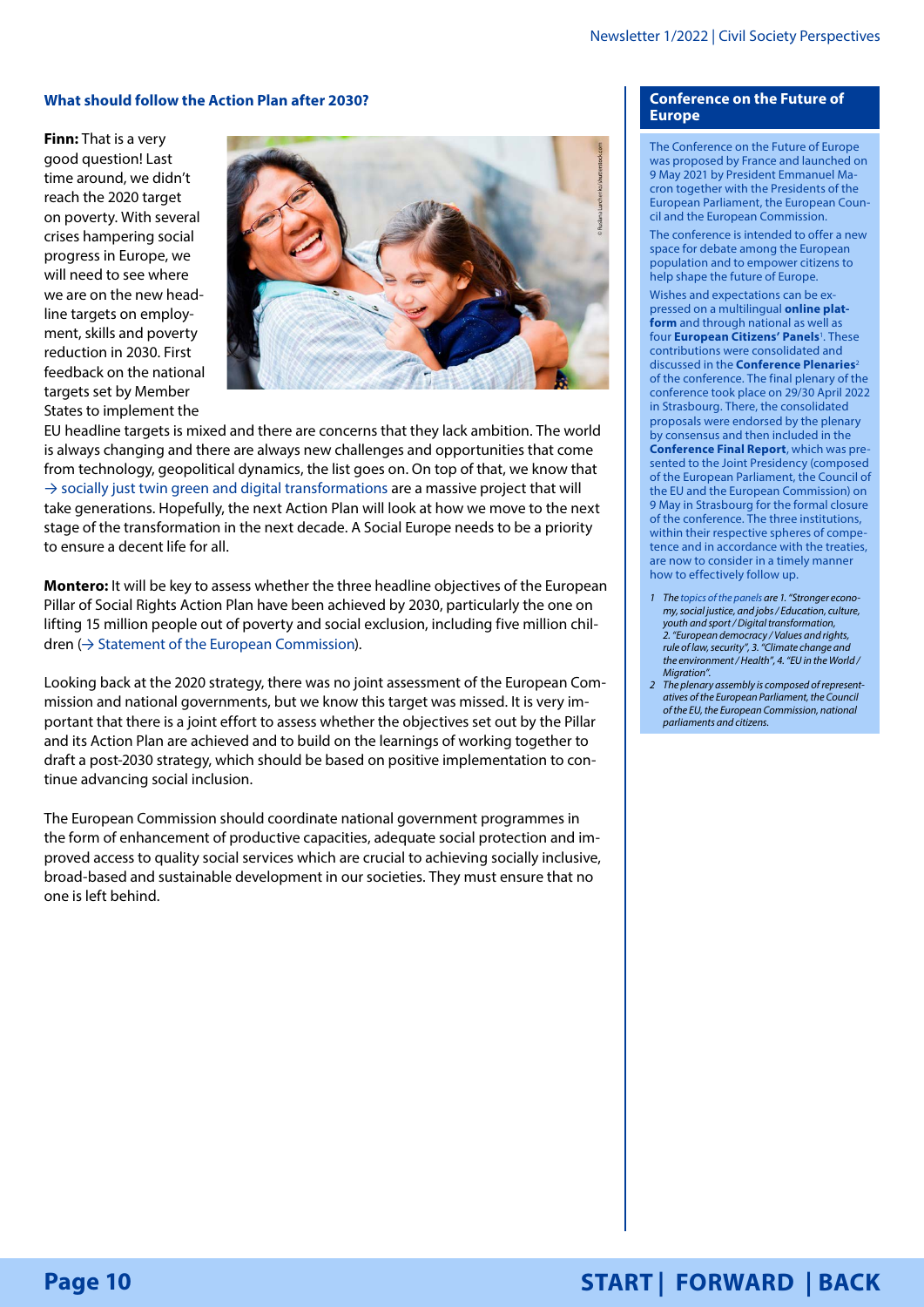### What should follow the Action Plan after 2030?

**Finn:** That is a very good question! Last time around, we didn't reach the 2020 target on poverty. With several crises hampering social progress in Europe, we will need to see where we are on the new headline targets on employment, skills and poverty reduction in 2030. First feedback on the national targets set by Member States to implement the EU headline targets is mixed and there are concerns that they lack ambition. The world is always changing and there are always new challenges and opportunities that come from technology, geopolitical dynamics, the list goes on. On top of that, we know that → socially just twin green and digital transformations are a massive project that will take generations. Hopefully, the next Action Plan will look at how we move to the next stage of the transformation in the next decade. A Social Europe needs to be a priority to ensure a decent life for all.

**Montero:** It will be key to assess whether the three headline objectives of the European Pillar of Social Rights Action Plan have been achieved by 2030, particularly the one on lifting 15 million people out of poverty and social exclusion, including five million children (→ Statement of the European Commission).

Looking back at the 2020 strategy, there was no joint assessment of the European Commission and national governments, but we know this target was missed. It is very important that there is a joint effort to assess whether the objectives set out by the Pillar and its Action Plan are achieved and to build on the learnings of working together to draft a post-2030 strategy, which should be based on positive implementation to continue advancing social inclusion.

The European Commission should coordinate national government programmes in the form of enhancement of productive capacities, adequate social protection and improved access to quality social services which are crucial to achieving socially inclusive, broad-based and sustainable development in our societies. They must ensure that no one is left behind.

### Conference on the Future of Europe

The Conference on the Future of Europe was proposed by France and launched on 9 May 2021 by President Emmanuel Macron together with the Presidents of the European Parliament, the European Council and the European Commission.

The conference is intended to offer a new space for debate among the European population and to empower citizens to help shape the future of Europe.

Wishes and expectations can be expressed on a multilingual **online platform** and through national as well as four **European Citizens' Panels**[1]. These contributions were consolidated and discussed in the **Conference Plenaries**[2] of the conference. The final plenary of the conference took place on 29/30 April 2022 in Strasbourg. There, the consolidated proposals were endorsed by the plenary by consensus and then included in the **Conference Final Report**, which was presented to the Joint Presidency (composed of the European Parliament, the Council of the EU and the European Commission) on 9 May in Strasbourg for the formal closure of the conference. The three institutions, within their respective spheres of competence and in accordance with the treaties, are now to consider in a timely manner how to effectively follow up.

1. *The topics of the panels are 1. "Stronger economy, social justice, and jobs / Education, culture, youth and sport / Digital transformation, 2. "European democracy / Values and rights, rule of law, security", 3. "Climate change and the environment / Health", 4. "EU in the World / Migration".*
2. *The plenary assembly is composed of representatives of the European Parliament, the Council of the EU, the European Commission, national parliaments and citizens.*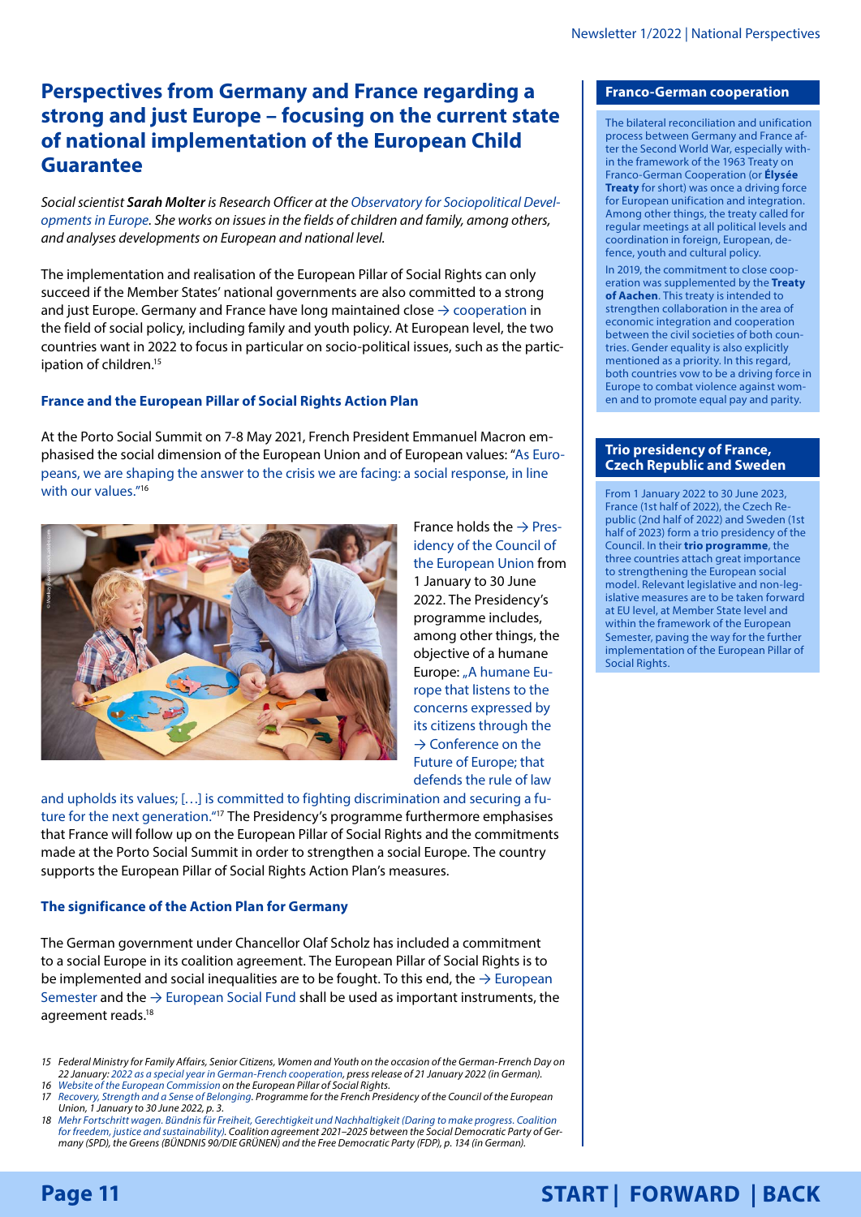# Perspectives from Germany and France regarding a strong and just Europe – focusing on the current state of national implementation of the European Child Guarantee

*Social scientist **Sarah Molter** is Research Officer at the Observatory for Sociopolitical Developments in Europe. She works on issues in the fields of children and family, among others, and analyses developments on European and national level.*

The implementation and realisation of the European Pillar of Social Rights can only succeed if the Member States' national governments are also committed to a strong and just Europe. Germany and France have long maintained close → cooperation in the field of social policy, including family and youth policy. At European level, the two countries want in 2022 to focus in particular on socio-political issues, such as the participation of children.[15]

### France and the European Pillar of Social Rights Action Plan

At the Porto Social Summit on 7-8 May 2021, French President Emmanuel Macron emphasised the social dimension of the European Union and of European values: "As Europeans, we are shaping the answer to the crisis we are facing: a social response, in line with our values."[16]

France holds the → Presidency of the Council of the European Union from 1 January to 30 June 2022. The Presidency's programme includes, among other things, the objective of a humane Europe: „A humane Europe that listens to the concerns expressed by its citizens through the → Conference on the Future of Europe; that defends the rule of law and upholds its values; […] is committed to fighting discrimination and securing a future for the next generation."[17] The Presidency's programme furthermore emphasises that France will follow up on the European Pillar of Social Rights and the commitments made at the Porto Social Summit in order to strengthen a social Europe. The country supports the European Pillar of Social Rights Action Plan's measures.

### The significance of the Action Plan for Germany

The German government under Chancellor Olaf Scholz has included a commitment to a social Europe in its coalition agreement. The European Pillar of Social Rights is to be implemented and social inequalities are to be fought. To this end, the → European Semester and the → European Social Fund shall be used as important instruments, the agreement reads.[18]

#### Franco-German cooperation

The bilateral reconciliation and unification process between Germany and France after the Second World War, especially within the framework of the 1963 Treaty on Franco-German Cooperation (or **Élysée Treaty** for short) was once a driving force for European unification and integration. Among other things, the treaty called for regular meetings at all political levels and coordination in foreign, European, defence, youth and cultural policy.

In 2019, the commitment to close cooperation was supplemented by the **Treaty of Aachen**. This treaty is intended to strengthen collaboration in the area of economic integration and cooperation between the civil societies of both countries. Gender equality is also explicitly mentioned as a priority. In this regard, both countries vow to be a driving force in Europe to combat violence against women and to promote equal pay and parity.

#### Trio presidency of France, Czech Republic and Sweden

From 1 January 2022 to 30 June 2023, France (1st half of 2022), the Czech Republic (2nd half of 2022) and Sweden (1st half of 2023) form a trio presidency of the Council. In their **trio programme**, the three countries attach great importance to strengthening the European social model. Relevant legislative and non-legislative measures are to be taken forward at EU level, at Member State level and within the framework of the European Semester, paving the way for the further implementation of the European Pillar of Social Rights.

---

15 *Federal Ministry for Family Affairs, Senior Citizens, Women and Youth on the occasion of the German-Frrench Day on 22 January: 2022 as a special year in German-French cooperation, press release of 21 January 2022 (in German).*
16 *Website of the European Commission on the European Pillar of Social Rights.*
17 *Recovery, Strength and a Sense of Belonging. Programme for the French Presidency of the Council of the European Union, 1 January to 30 June 2022, p. 3.*
18 *Mehr Fortschritt wagen. Bündnis für Freiheit, Gerechtigkeit und Nachhaltigkeit (Daring to make progress. Coalition for freedom, justice and sustainability). Coalition agreement 2021–2025 between the Social Democratic Party of Germany (SPD), the Greens (BÜNDNIS 90/DIE GRÜNEN) and the Free Democratic Party (FDP), p. 134 (in German).*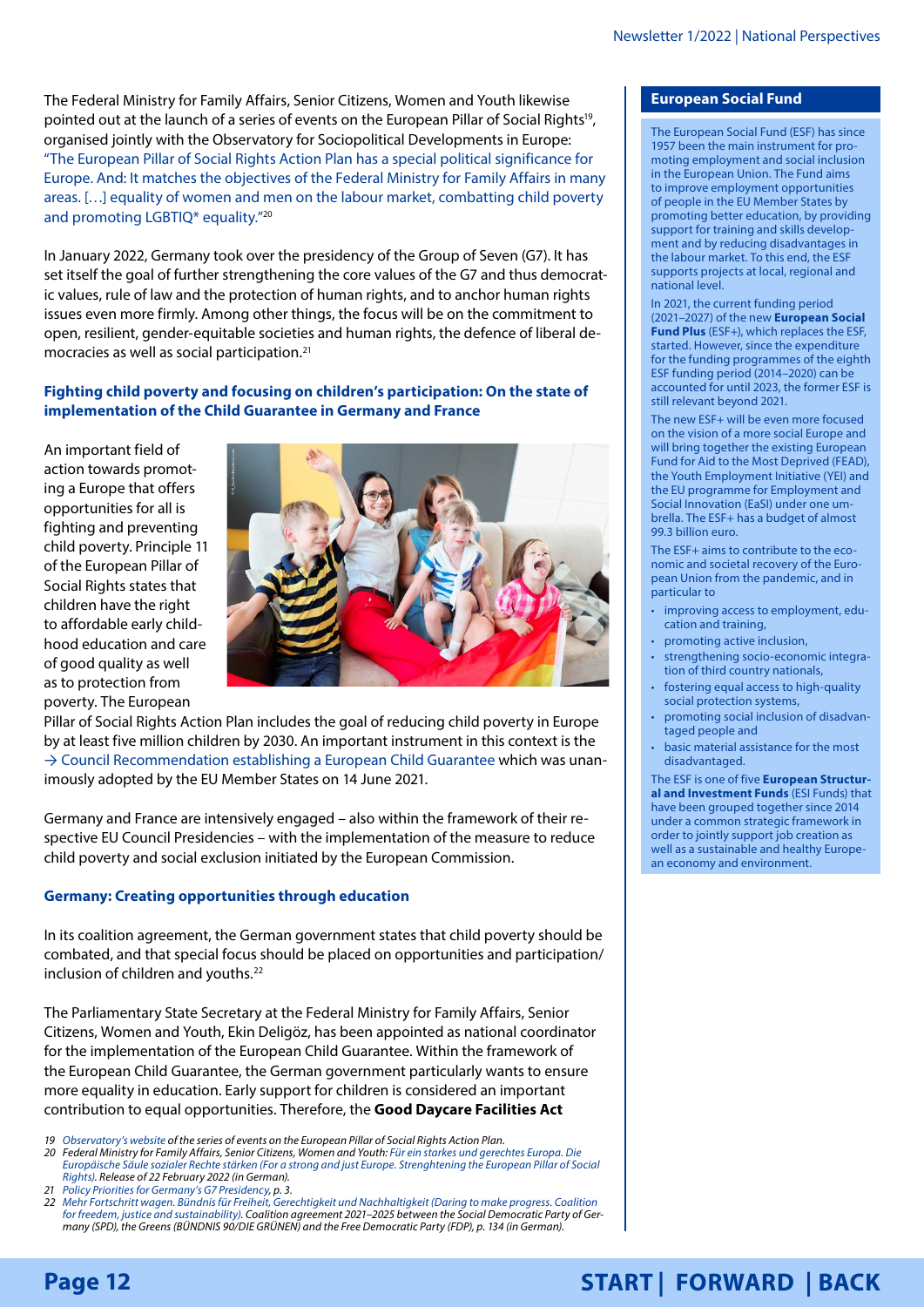The Federal Ministry for Family Affairs, Senior Citizens, Women and Youth likewise pointed out at the launch of a series of events on the European Pillar of Social Rights[19], organised jointly with the Observatory for Sociopolitical Developments in Europe: "The European Pillar of Social Rights Action Plan has a special political significance for Europe. And: It matches the objectives of the Federal Ministry for Family Affairs in many areas. […] equality of women and men on the labour market, combatting child poverty and promoting LGBTIQ* equality."[20]

In January 2022, Germany took over the presidency of the Group of Seven (G7). It has set itself the goal of further strengthening the core values of the G7 and thus democratic values, rule of law and the protection of human rights, and to anchor human rights issues even more firmly. Among other things, the focus will be on the commitment to open, resilient, gender-equitable societies and human rights, the defence of liberal democracies as well as social participation.[21]

### Fighting child poverty and focusing on children's participation: On the state of implementation of the Child Guarantee in Germany and France

An important field of action towards promoting a Europe that offers opportunities for all is fighting and preventing child poverty. Principle 11 of the European Pillar of Social Rights states that children have the right to affordable early childhood education and care of good quality as well as to protection from poverty. The European Pillar of Social Rights Action Plan includes the goal of reducing child poverty in Europe by at least five million children by 2030. An important instrument in this context is the → Council Recommendation establishing a European Child Guarantee which was unanimously adopted by the EU Member States on 14 June 2021.

Germany and France are intensively engaged – also within the framework of their respective EU Council Presidencies – with the implementation of the measure to reduce child poverty and social exclusion initiated by the European Commission.

### Germany: Creating opportunities through education

In its coalition agreement, the German government states that child poverty should be combated, and that special focus should be placed on opportunities and participation/inclusion of children and youths.[22]

The Parliamentary State Secretary at the Federal Ministry for Family Affairs, Senior Citizens, Women and Youth, Ekin Deligöz, has been appointed as national coordinator for the implementation of the European Child Guarantee. Within the framework of the European Child Guarantee, the German government particularly wants to ensure more equality in education. Early support for children is considered an important contribution to equal opportunities. Therefore, the **Good Daycare Facilities Act**

19 *Observatory's website of the series of events on the European Pillar of Social Rights Action Plan.*
20 *Federal Ministry for Family Affairs, Senior Citizens, Women and Youth: Für ein starkes und gerechtes Europa. Die Europäische Säule sozialer Rechte stärken (For a strong and just Europe. Strenghtening the European Pillar of Social Rights). Release of 22 February 2022 (in German).*
21 *Policy Priorities for Germany's G7 Presidency, p. 3.*
22 *Mehr Fortschritt wagen. Bündnis für Freiheit, Gerechtigkeit und Nachhaltigkeit (Daring to make progress. Coalition for freedom, justice and sustainability). Coalition agreement 2021–2025 between the Social Democratic Party of Germany (SPD), the Greens (BÜNDNIS 90/DIE GRÜNEN) and the Free Democratic Party (FDP), p. 134 (in German).*

---

**European Social Fund**

The European Social Fund (ESF) has since 1957 been the main instrument for promoting employment and social inclusion in the European Union. The Fund aims to improve employment opportunities of people in the EU Member States by promoting better education, by providing support for training and skills development and by reducing disadvantages in the labour market. To this end, the ESF supports projects at local, regional and national level.

In 2021, the current funding period (2021–2027) of the new **European Social Fund Plus** (ESF+), which replaces the ESF, started. However, since the expenditure for the funding programmes of the eighth ESF funding period (2014–2020) can be accounted for until 2023, the former ESF is still relevant beyond 2021.

The new ESF+ will be even more focused on the vision of a more social Europe and will bring together the existing European Fund for Aid to the Most Deprived (FEAD), the Youth Employment Initiative (YEI) and the EU programme for Employment and Social Innovation (EaSI) under one umbrella. The ESF+ has a budget of almost 99.3 billion euro.

The ESF+ aims to contribute to the economic and societal recovery of the European Union from the pandemic, and in particular to

- improving access to employment, education and training,
- promoting active inclusion,
- strengthening socio-economic integration of third country nationals,
- fostering equal access to high-quality social protection systems,
- promoting social inclusion of disadvantaged people and
- basic material assistance for the most disadvantaged.

The ESF is one of five **European Structural and Investment Funds** (ESI Funds) that have been grouped together since 2014 under a common strategic framework in order to jointly support job creation as well as a sustainable and healthy European economy and environment.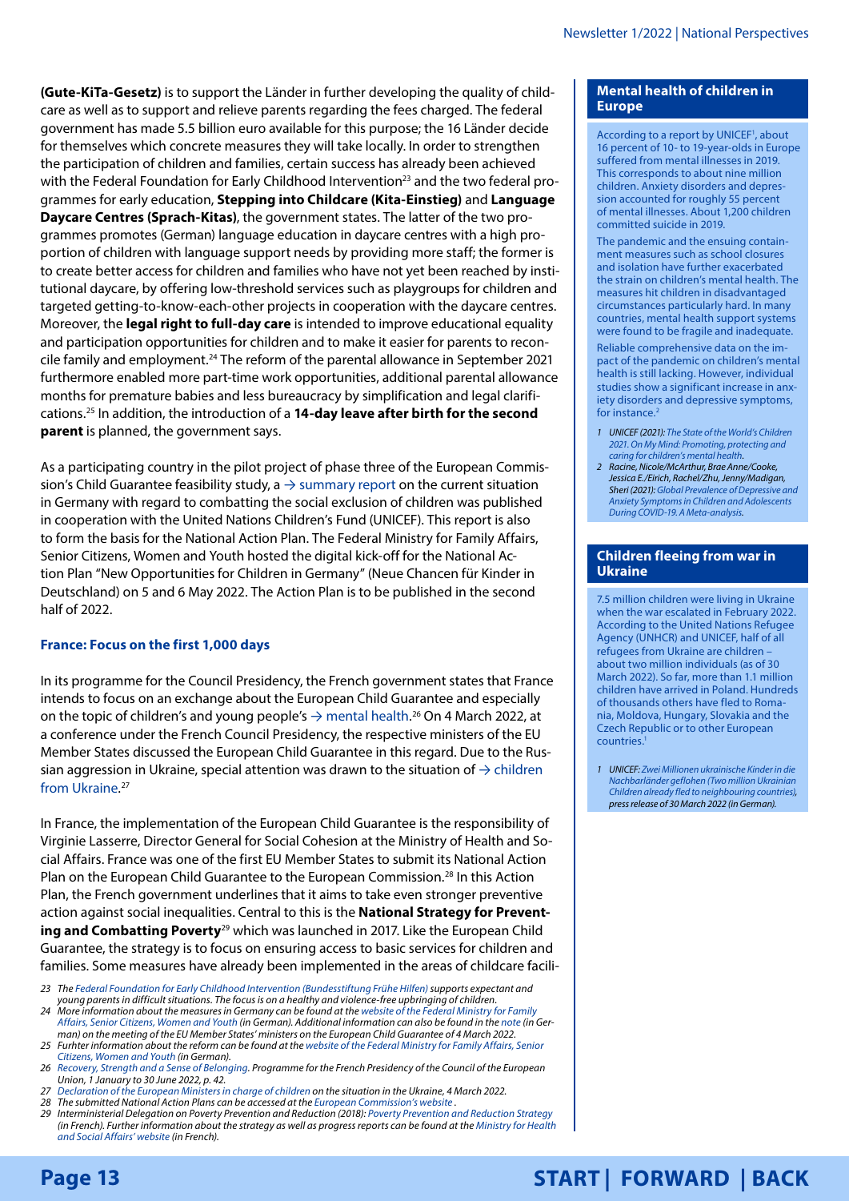**(Gute-KiTa-Gesetz)** is to support the Länder in further developing the quality of childcare as well as to support and relieve parents regarding the fees charged. The federal government has made 5.5 billion euro available for this purpose; the 16 Länder decide for themselves which concrete measures they will take locally. In order to strengthen the participation of children and families, certain success has already been achieved with the Federal Foundation for Early Childhood Intervention[23] and the two federal programmes for early education, **Stepping into Childcare (Kita-Einstieg)** and **Language Daycare Centres (Sprach-Kitas)**, the government states. The latter of the two programmes promotes (German) language education in daycare centres with a high proportion of children with language support needs by providing more staff; the former is to create better access for children and families who have not yet been reached by institutional daycare, by offering low-threshold services such as playgroups for children and targeted getting-to-know-each-other projects in cooperation with the daycare centres. Moreover, the **legal right to full-day care** is intended to improve educational equality and participation opportunities for children and to make it easier for parents to reconcile family and employment.[24] The reform of the parental allowance in September 2021 furthermore enabled more part-time work opportunities, additional parental allowance months for premature babies and less bureaucracy by simplification and legal clarifications.[25] In addition, the introduction of a **14-day leave after birth for the second parent** is planned, the government says.

As a participating country in the pilot project of phase three of the European Commission's Child Guarantee feasibility study, a → summary report on the current situation in Germany with regard to combatting the social exclusion of children was published in cooperation with the United Nations Children's Fund (UNICEF). This report is also to form the basis for the National Action Plan. The Federal Ministry for Family Affairs, Senior Citizens, Women and Youth hosted the digital kick-off for the National Action Plan "New Opportunities for Children in Germany" (Neue Chancen für Kinder in Deutschland) on 5 and 6 May 2022. The Action Plan is to be published in the second half of 2022.

### France: Focus on the first 1,000 days

In its programme for the Council Presidency, the French government states that France intends to focus on an exchange about the European Child Guarantee and especially on the topic of children's and young people's → mental health.[26] On 4 March 2022, at a conference under the French Council Presidency, the respective ministers of the EU Member States discussed the European Child Guarantee in this regard. Due to the Russian aggression in Ukraine, special attention was drawn to the situation of → children from Ukraine.[27]

In France, the implementation of the European Child Guarantee is the responsibility of Virginie Lasserre, Director General for Social Cohesion at the Ministry of Health and Social Affairs. France was one of the first EU Member States to submit its National Action Plan on the European Child Guarantee to the European Commission.[28] In this Action Plan, the French government underlines that it aims to take even stronger preventive action against social inequalities. Central to this is the **National Strategy for Preventing and Combatting Poverty**[29] which was launched in 2017. Like the European Child Guarantee, the strategy is to focus on ensuring access to basic services for children and families. Some measures have already been implemented in the areas of childcare facili-

23 The Federal Foundation for Early Childhood Intervention (Bundesstiftung Frühe Hilfen) supports expectant and young parents in difficult situations. The focus is on a healthy and violence-free upbringing of children.
24 More information about the measures in Germany can be found at the website of the Federal Ministry for Family Affairs, Senior Citizens, Women and Youth (in German). Additional information can also be found in the note (in German) on the meeting of the EU Member States' ministers on the European Child Guarantee of 4 March 2022.
25 Furhter information about the reform can be found at the website of the Federal Ministry for Family Affairs, Senior Citizens, Women and Youth (in German).
26 Recovery, Strength and a Sense of Belonging. Programme for the French Presidency of the Council of the European Union, 1 January to 30 June 2022, p. 42.
27 Declaration of the European Ministers in charge of children on the situation in the Ukraine, 4 March 2022.
28 The submitted National Action Plans can be accessed at the European Commission's website .
29 Interministerial Delegation on Poverty Prevention and Reduction (2018): Poverty Prevention and Reduction Strategy (in French). Further information about the strategy as well as progress reports can be found at the Ministry for Health and Social Affairs' website (in French).

---

#### Mental health of children in Europe

According to a report by UNICEF[1], about 16 percent of 10- to 19-year-olds in Europe suffered from mental illnesses in 2019. This corresponds to about nine million children. Anxiety disorders and depression accounted for roughly 55 percent of mental illnesses. About 1,200 children committed suicide in 2019.

The pandemic and the ensuing containment measures such as school closures and isolation have further exacerbated the strain on children's mental health. The measures hit children in disadvantaged circumstances particularly hard. In many countries, mental health support systems were found to be fragile and inadequate.

Reliable comprehensive data on the impact of the pandemic on children's mental health is still lacking. However, individual studies show a significant increase in anxiety disorders and depressive symptoms, for instance.[2]

*1 UNICEF (2021): The State of the World's Children 2021. On My Mind: Promoting, protecting and caring for children's mental health.*
*2 Racine, Nicole/McArthur, Brae Anne/Cooke, Jessica E./Eirich, Rachel/Zhu, Jenny/Madigan, Sheri (2021): Global Prevalence of Depressive and Anxiety Symptoms in Children and Adolescents During COVID-19. A Meta-analysis.*

#### Children fleeing from war in Ukraine

7.5 million children were living in Ukraine when the war escalated in February 2022. According to the United Nations Refugee Agency (UNHCR) and UNICEF, half of all refugees from Ukraine are children – about two million individuals (as of 30 March 2022). So far, more than 1.1 million children have arrived in Poland. Hundreds of thousands others have fled to Romania, Moldova, Hungary, Slovakia and the Czech Republic or to other European countries.[1]

*1 UNICEF: Zwei Millionen ukrainische Kinder in die Nachbarländer geflohen (Two million Ukrainian Children already fled to neighbouring countries), press release of 30 March 2022 (in German).*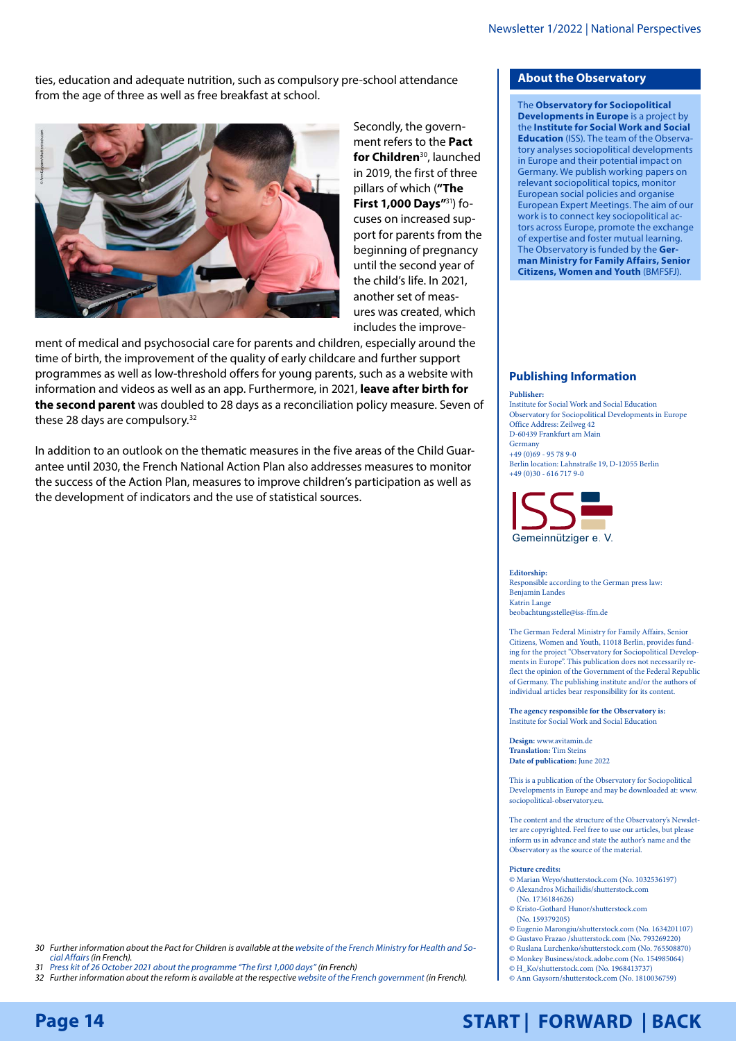ties, education and adequate nutrition, such as compulsory pre-school attendance from the age of three as well as free breakfast at school.

Secondly, the government refers to the **Pact for Children**[30], launched in 2019, the first of three pillars of which (**"The First 1,000 Days"**[31]) focuses on increased support for parents from the beginning of pregnancy until the second year of the child's life. In 2021, another set of measures was created, which includes the improvement of medical and psychosocial care for parents and children, especially around the time of birth, the improvement of the quality of early childcare and further support programmes as well as low-threshold offers for young parents, such as a website with information and videos as well as an app. Furthermore, in 2021, **leave after birth for the second parent** was doubled to 28 days as a reconciliation policy measure. Seven of these 28 days are compulsory.[32]

In addition to an outlook on the thematic measures in the five areas of the Child Guarantee until 2030, the French National Action Plan also addresses measures to monitor the success of the Action Plan, measures to improve children's participation as well as the development of indicators and the use of statistical sources.

*30 Further information about the Pact for Children is available at the website of the French Ministry for Health and Social Affairs (in French).*

*31 Press kit of 26 October 2021 about the programme "The first 1,000 days" (in French)*

*32 Further information about the reform is available at the respective website of the French government (in French).*

## About the Observatory

The **Observatory for Sociopolitical Developments in Europe** is a project by the **Institute for Social Work and Social Education** (ISS). The team of the Observatory analyses sociopolitical developments in Europe and their potential impact on Germany. We publish working papers on relevant sociopolitical topics, monitor European social policies and organise European Expert Meetings. The aim of our work is to connect key sociopolitical actors across Europe, promote the exchange of expertise and foster mutual learning. The Observatory is funded by the **German Ministry for Family Affairs, Senior Citizens, Women and Youth** (BMFSFJ).

## Publishing Information

**Publisher:**
Institute for Social Work and Social Education
Observatory for Sociopolitical Developments in Europe
Office Address: Zeilweg 42
D-60439 Frankfurt am Main
Germany
+49 (0)69 - 95 78 9-0
Berlin location: Lahnstraße 19, D-12055 Berlin
+49 (0)30 - 616 717 9-0

ISS Gemeinnütziger e. V.

**Editorship:**
Responsible according to the German press law:
Benjamin Landes
Katrin Lange
beobachtungsstelle@iss-ffm.de

The German Federal Ministry for Family Affairs, Senior Citizens, Women and Youth, 11018 Berlin, provides funding for the project "Observatory for Sociopolitical Developments in Europe". This publication does not necessarily reflect the opinion of the Government of the Federal Republic of Germany. The publishing institute and/or the authors of individual articles bear responsibility for its content.

**The agency responsible for the Observatory is:**
Institute for Social Work and Social Education

**Design:** www.avitamin.de
**Translation:** Tim Steins
**Date of publication:** June 2022

This is a publication of the Observatory for Sociopolitical Developments in Europe and may be downloaded at: www.sociopolitical-observatory.eu.

The content and the structure of the Observatory's Newsletter are copyrighted. Feel free to use our articles, but please inform us in advance and state the author's name and the Observatory as the source of the material.

**Picture credits:**
© Marian Weyo/shutterstock.com (No. 1032536197)
© Alexandros Michailidis/shutterstock.com (No. 1736184626)
© Kristo-Gothard Hunor/shutterstock.com (No. 159379205)
© Eugenio Marongiu/shutterstock.com (No. 1634201107)
© Gustavo Frazao /shutterstock.com (No. 793269220)
© Ruslana Lurchenko/shutterstock.com (No. 765508870)
© Monkey Business/stock.adobe.com (No. 154985064)
© H_Ko/shutterstock.com (No. 1968413737)
© Ann Gaysorn/shutterstock.com (No. 1810036759)

**START | FORWARD | BACK**